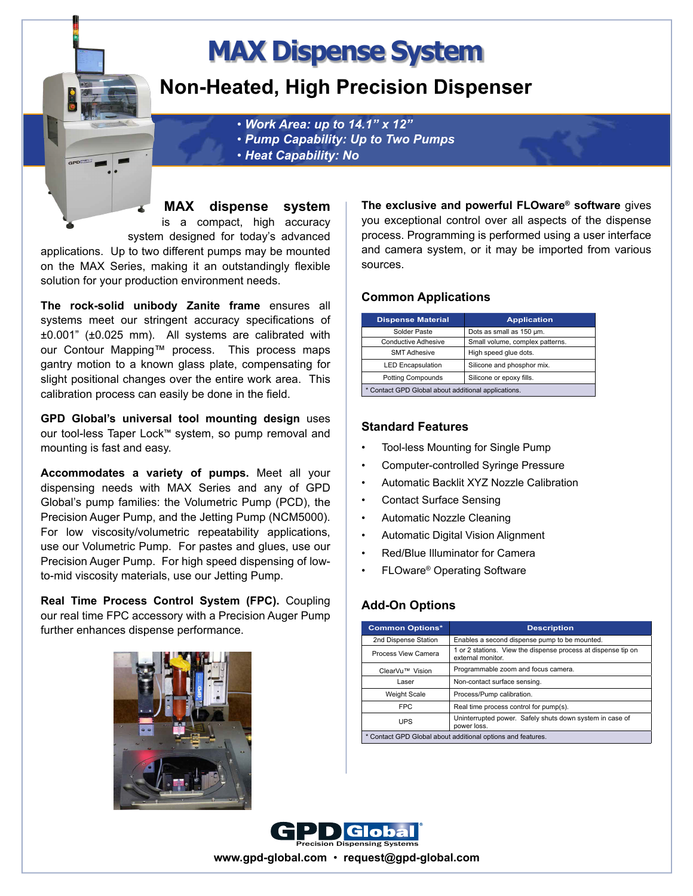# MAX Dispense System

## Non-Heated, High Precision Dispenser

- *Work Area: up to 14.1" x 12"*
- *Pump Capability: Up to Two Pumps*
- *Heat Capability: No*

**MAX dispense system** is a compact, high accuracy system designed for today's advanced applications. Up to two different pumps may be mounted on the MAX Series, making it an outstandingly flexible solution for your production environment needs.

**The rock-solid unibody Zanite frame** ensures all systems meet our stringent accuracy specifications of ±0.001" (±0.025 mm). All systems are calibrated with our Contour Mapping™ process. This process maps gantry motion to a known glass plate, compensating for slight positional changes over the entire work area. This calibration process can easily be done in the field.

**GPD Global's universal tool mounting design** uses our tool-less Taper Lock™ system, so pump removal and mounting is fast and easy.

**Accommodates a variety of pumps.** Meet all your dispensing needs with MAX Series and any of GPD Global's pump families: the Volumetric Pump (PCD), the Precision Auger Pump, and the Jetting Pump (NCM5000). For low viscosity/volumetric repeatability applications, use our Volumetric Pump. For pastes and glues, use our Precision Auger Pump. For high speed dispensing of low-to-mid viscosity materials, use our Jetting Pump.

**Real Time Process Control System (FPC).** Coupling our real time FPC accessory with a Precision Auger Pump further enhances dispense performance.

**The exclusive and powerful FLOware® software** gives you exceptional control over all aspects of the dispense process. Programming is performed using a user interface and camera system, or it may be imported from various sources.

### Common Applications

| Dispense Material | Application |
|---|---|
| Solder Paste | Dots as small as 150 µm. |
| Conductive Adhesive | Small volume, complex patterns. |
| SMT Adhesive | High speed glue dots. |
| LED Encapsulation | Silicone and phosphor mix. |
| Potting Compounds | Silicone or epoxy fills. |
| * Contact GPD Global about additional applications. | |

### Standard Features

- Tool-less Mounting for Single Pump
- Computer-controlled Syringe Pressure
- Automatic Backlit XYZ Nozzle Calibration
- Contact Surface Sensing
- Automatic Nozzle Cleaning
- Automatic Digital Vision Alignment
- Red/Blue Illuminator for Camera
- FLOware® Operating Software

### Add-On Options

| Common Options* | Description |
|---|---|
| 2nd Dispense Station | Enables a second dispense pump to be mounted. |
| Process View Camera | 1 or 2 stations. View the dispense process at dispense tip on external monitor. |
| ClearVu™ Vision | Programmable zoom and focus camera. |
| Laser | Non-contact surface sensing. |
| Weight Scale | Process/Pump calibration. |
| FPC | Real time process control for pump(s). |
| UPS | Uninterrupted power. Safely shuts down system in case of power loss. |
| * Contact GPD Global about additional options and features. | |

GPD Global® Precision Dispensing Systems

www.gpd-global.com • request@gpd-global.com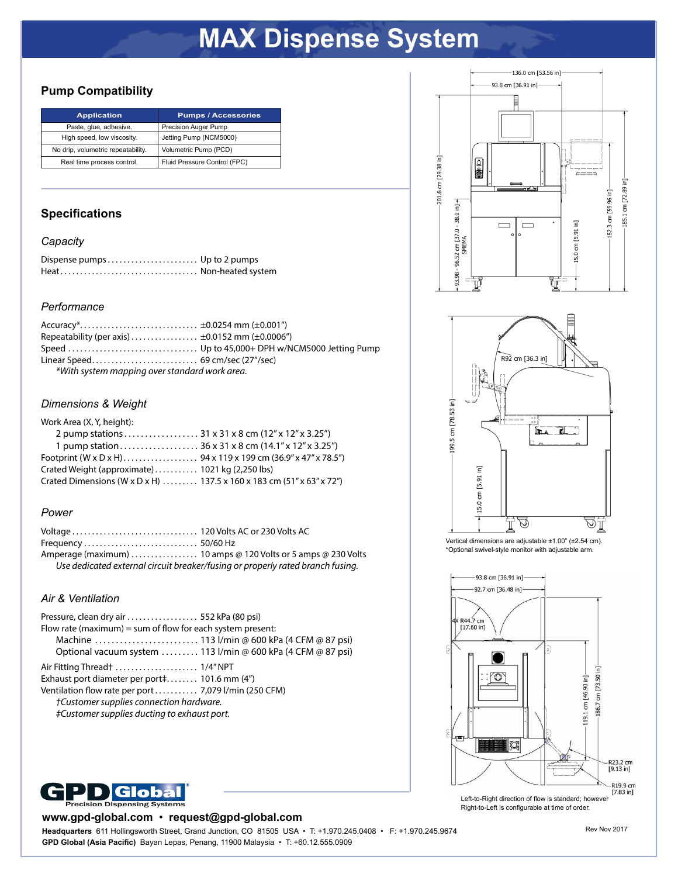# MAX Dispense System

## Pump Compatibility

| Application | Pumps / Accessories |
|---|---|
| Paste, glue, adhesive. | Precision Auger Pump |
| High speed, low viscosity. | Jetting Pump (NCM5000) |
| No drip, volumetric repeatability. | Volumetric Pump (PCD) |
| Real time process control. | Fluid Pressure Control (FPC) |

## Specifications

### *Capacity*

Dispense pumps...................... Up to 2 pumps
Heat.................................. Non-heated system

### *Performance*

Accuracy*.............................. ±0.0254 mm (±0.001")
Repeatability (per axis)................ ±0.0152 mm (±0.0006")
Speed ................................. Up to 45,000+ DPH w/NCM5000 Jetting Pump
Linear Speed.......................... 69 cm/sec (27"/sec)

*\*With system mapping over standard work area.*

### *Dimensions & Weight*

Work Area (X, Y, height):
- 2 pump stations.................. 31 x 31 x 8 cm (12" x 12" x 3.25")
- 1 pump station.................. 36 x 31 x 8 cm (14.1" x 12" x 3.25")

Footprint (W x D x H).................. 94 x 119 x 199 cm (36.9" x 47" x 78.5")
Crated Weight (approximate)........... 1021 kg (2,250 lbs)
Crated Dimensions (W x D x H) ......... 137.5 x 160 x 183 cm (51" x 63" x 72")

### *Power*

Voltage ................................ 120 Volts AC or 230 Volts AC
Frequency ............................ 50/60 Hz
Amperage (maximum) ................. 10 amps @ 120 Volts or 5 amps @ 230 Volts

*Use dedicated external circuit breaker/fusing or properly rated branch fusing.*

### *Air & Ventilation*

Pressure, clean dry air .................. 552 kPa (80 psi)
Flow rate (maximum) = sum of flow for each system present:
- Machine ......................... 113 l/min @ 600 kPa (4 CFM @ 87 psi)
- Optional vacuum system ......... 113 l/min @ 600 kPa (4 CFM @ 87 psi)

Air Fitting Thread† ..................... 1/4" NPT
Exhaust port diameter per port‡........ 101.6 mm (4")
Ventilation flow rate per port........... 7,079 l/min (250 CFM)

*†Customer supplies connection hardware.*
*‡Customer supplies ducting to exhaust port.*

136.0 cm [53.56 in]
93.8 cm [36.91 in]
201.6 cm [79.38 in]
93.98 - 96.52 cm [37.0 - 38.0 in] SMEMA
15.0 cm [5.91 in]
152.3 cm [59.96 in]
185.1 cm [72.89 in]

R92 cm [36.3 in]
199.5 cm [78.53 in]
15.0 cm [5.91 in]

Vertical dimensions are adjustable ±1.00" (±2.54 cm).
*Optional swivel-style monitor with adjustable arm.

93.8 cm [36.91 in]
92.7 cm [36.48 in]
4X R44.7 cm [17.60 in]
119.1 cm [46.90 in]
186.7 cm [73.50 in]
R23.2 cm [9.13 in]
R19.9 cm [7.83 in]

Left-to-Right direction of flow is standard; however Right-to-Left is configurable at time of order.

GPD Global® Precision Dispensing Systems

**www.gpd-global.com • request@gpd-global.com**

**Headquarters** 611 Hollingsworth Street, Grand Junction, CO 81505 USA • T: +1.970.245.0408 • F: +1.970.245.9674
**GPD Global (Asia Pacific)** Bayan Lepas, Penang, 11900 Malaysia • T: +60.12.555.0909

Rev Nov 2017